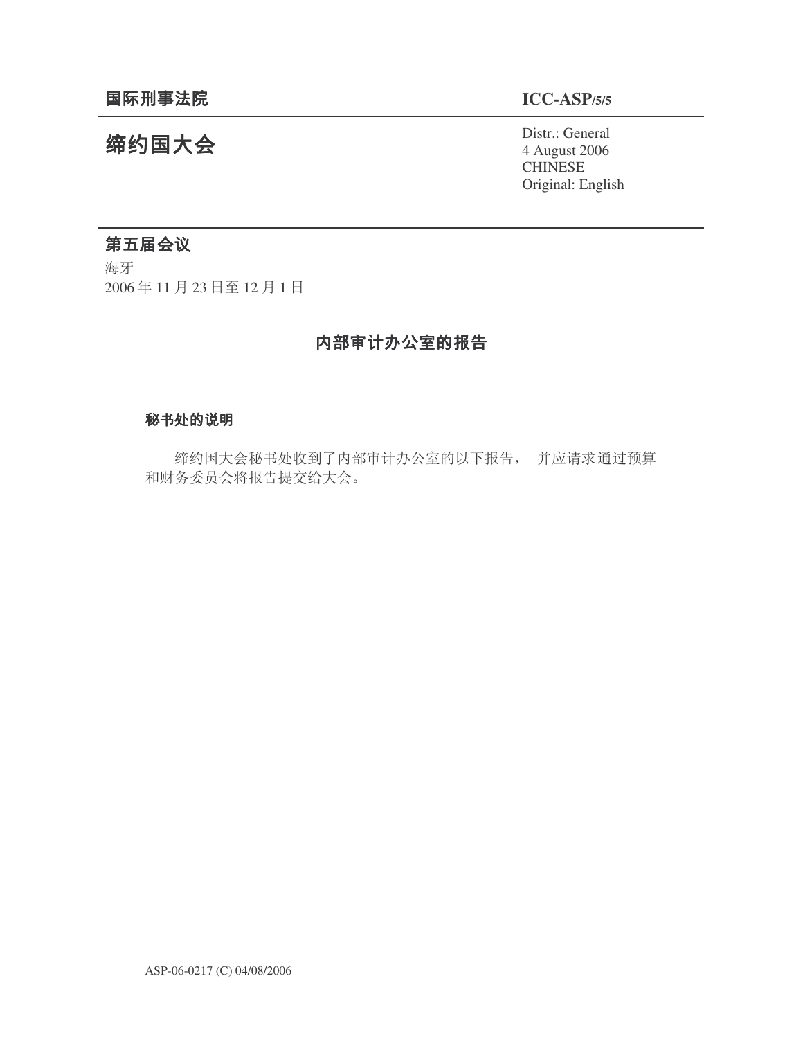**国际刑事法院**

**ICC-ASP/5/5**

# 缔约国大会

Distr.: General
4 August 2006
CHINESE
Original: English

## 第五届会议

海牙
2006 年 11 月 23 日至 12 月 1 日

## 内部审计办公室的报告

**秘书处的说明**

缔约国大会秘书处收到了内部审计办公室的以下报告， 并应请求通过预算和财务委员会将报告提交给大会。

ASP-06-0217 (C) 04/08/2006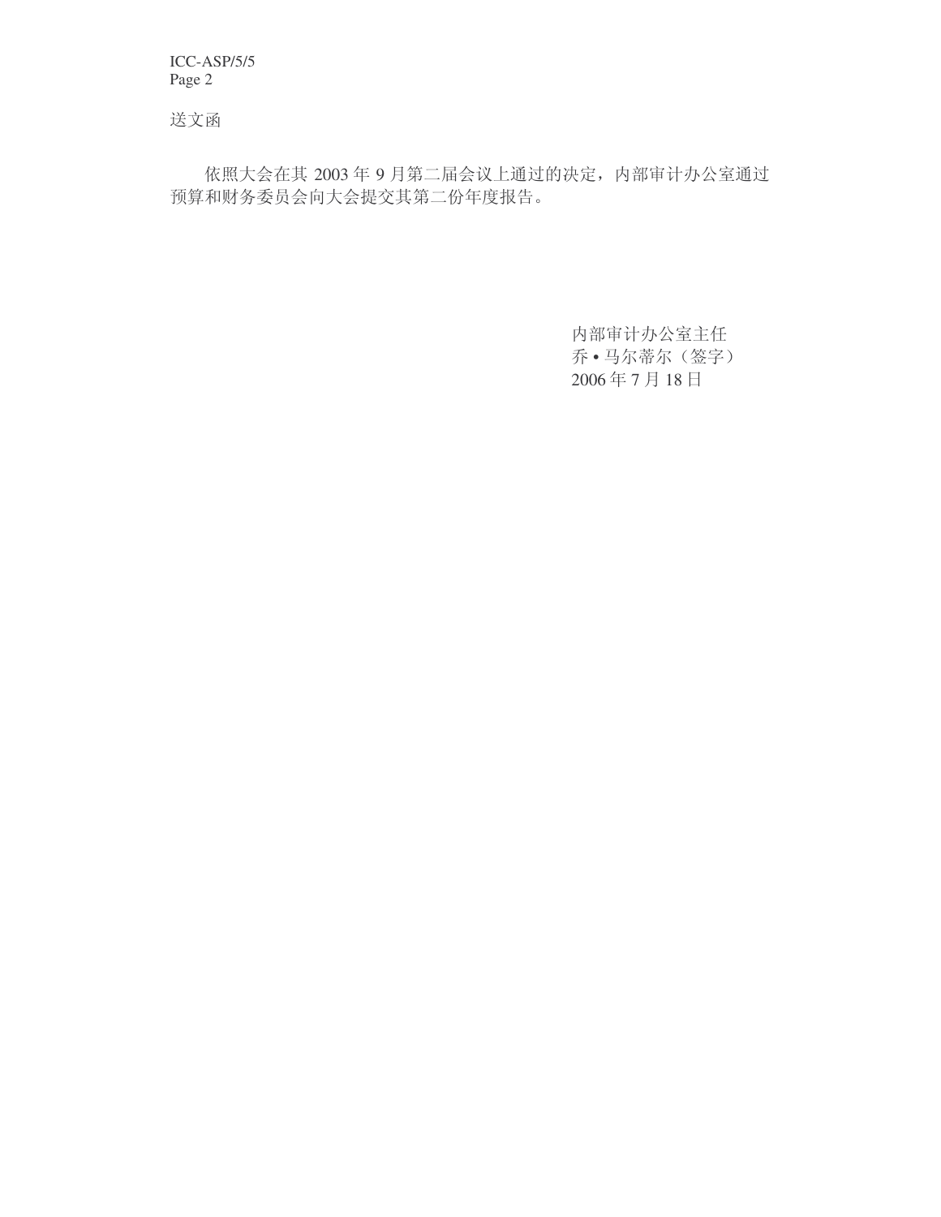送文函

依照大会在其 2003 年 9 月第二届会议上通过的决定，内部审计办公室通过预算和财务委员会向大会提交其第二份年度报告。

内部审计办公室主任
乔 • 马尔蒂尔（签字）
2006 年 7 月 18 日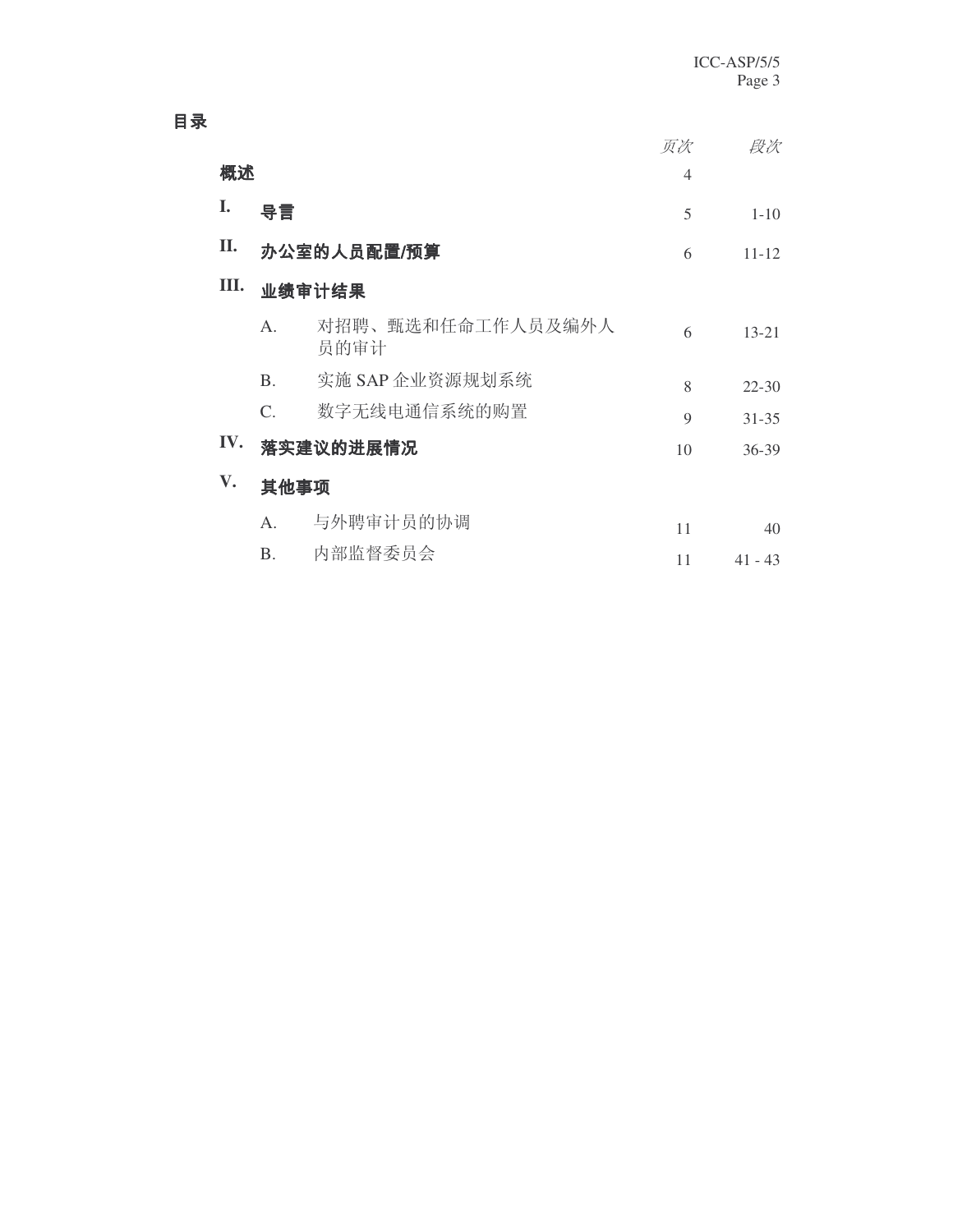# 目录

| | | 页次 | 段次 |
|---|---|---|---|
| **概述** | | 4 | |
| **I.** | **导言** | 5 | 1-10 |
| **II.** | **办公室的人员配置/预算** | 6 | 11-12 |
| **III.** | **业绩审计结果** | | |
| | A. 对招聘、甄选和任命工作人员及编外人员的审计 | 6 | 13-21 |
| | B. 实施 SAP 企业资源规划系统 | 8 | 22-30 |
| | C. 数字无线电通信系统的购置 | 9 | 31-35 |
| **IV.** | **落实建议的进展情况** | 10 | 36-39 |
| **V.** | **其他事项** | | |
| | A. 与外聘审计员的协调 | 11 | 40 |
| | B. 内部监督委员会 | 11 | 41 - 43 |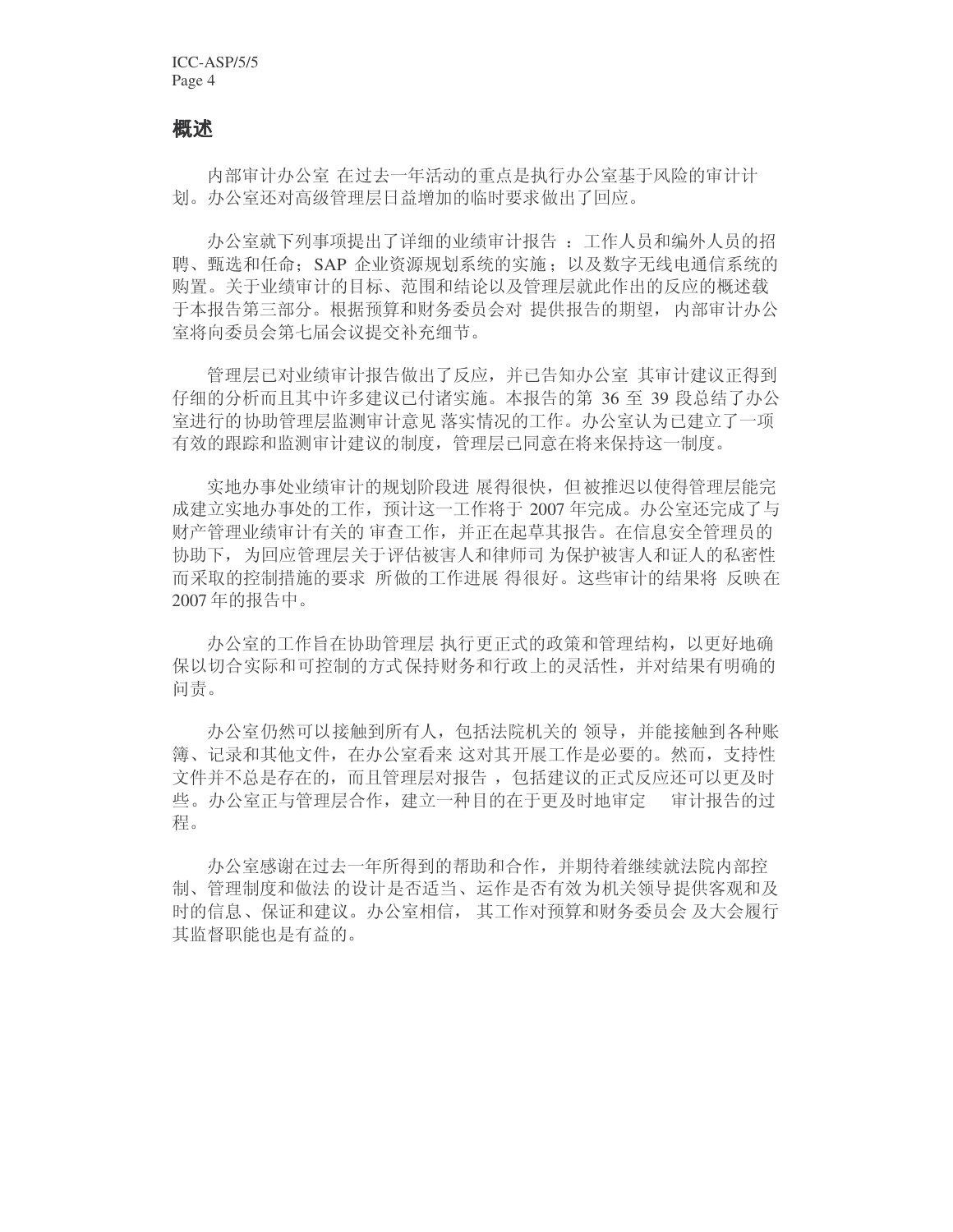## 概述

内部审计办公室 在过去一年活动的重点是执行办公室基于风险的审计计划。办公室还对高级管理层日益增加的临时要求做出了回应。

办公室就下列事项提出了详细的业绩审计报告 ：工作人员和编外人员的招聘、甄选和任命；SAP 企业资源规划系统的实施；以及数字无线电通信系统的购置。关于业绩审计的目标、范围和结论以及管理层就此作出的反应的概述载于本报告第三部分。根据预算和财务委员会对 提供报告的期望， 内部审计办公室将向委员会第七届会议提交补充细节。

管理层已对业绩审计报告做出了反应，并已告知办公室 其审计建议正得到仔细的分析而且其中许多建议已付诸实施。本报告的第 36 至 39 段总结了办公室进行的协助管理层监测审计意见 落实情况的工作。办公室认为已建立了一项有效的跟踪和监测审计建议的制度，管理层已同意在将来保持这一制度。

实地办事处业绩审计的规划阶段进 展得很快，但被推迟以使得管理层能完成建立实地办事处的工作，预计这一工作将于 2007 年完成。办公室还完成了与财产管理业绩审计有关的 审查工作，并正在起草其报告。在信息安全管理员的协助下， 为回应管理层关于评估被害人和律师司 为保护被害人和证人的私密性而采取的控制措施的要求 所做的工作进展 得很好。这些审计的结果将 反映在 2007 年的报告中。

办公室的工作旨在协助管理层 执行更正式的政策和管理结构，以更好地确保以切合实际和可控制的方式保持财务和行政上的灵活性，并对结果有明确的问责。

办公室仍然可以接触到所有人，包括法院机关的 领导，并能接触到各种账簿、记录和其他文件，在办公室看来 这对其开展工作是必要的。然而，支持性文件并不总是存在的，而且管理层对报告 ，包括建议的正式反应还可以更及时些。办公室正与管理层合作，建立一种目的在于更及时地审定 审计报告的过程。

办公室感谢在过去一年所得到的帮助和合作，并期待着继续就法院内部控制、管理制度和做法 的设计是否适当、运作是否有效为机关领导提供客观和及时的信息、保证和建议。办公室相信， 其工作对预算和财务委员会 及大会履行其监督职能也是有益的。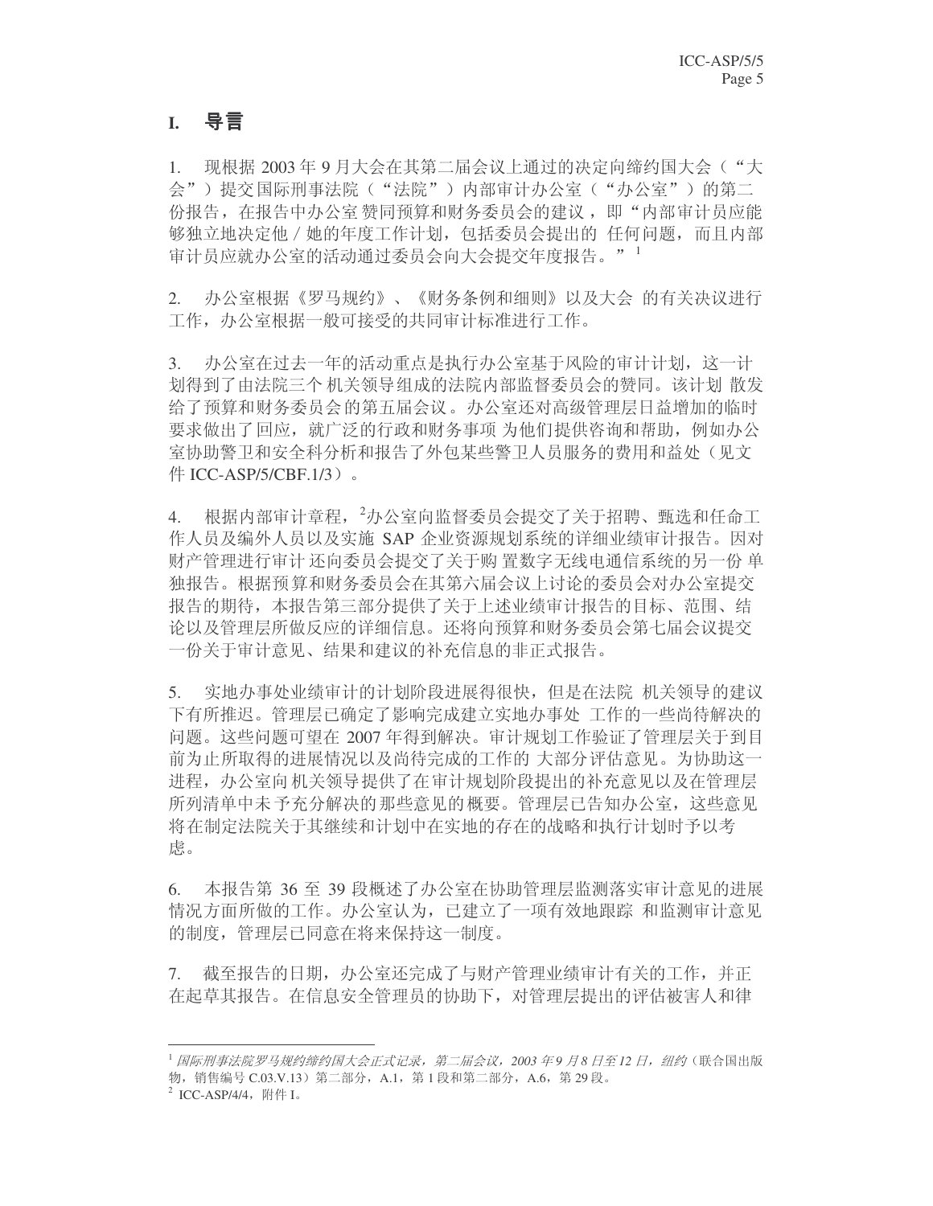# I. 导言

1. 现根据 2003 年 9 月大会在其第二届会议上通过的决定向缔约国大会（“大会”）提交国际刑事法院（“法院”）内部审计办公室（“办公室”）的第二份报告，在报告中办公室赞同预算和财务委员会的建议，即“内部审计员应能够独立地决定他 / 她的年度工作计划，包括委员会提出的任何问题，而且内部审计员应就办公室的活动通过委员会向大会提交年度报告。”[1]

2. 办公室根据《罗马规约》、《财务条例和细则》以及大会的有关决议进行工作，办公室根据一般可接受的共同审计标准进行工作。

3. 办公室在过去一年的活动重点是执行办公室基于风险的审计计划，这一计划得到了由法院三个机关领导组成的法院内部监督委员会的赞同。该计划散发给了预算和财务委员会的第五届会议。办公室还对高级管理层日益增加的临时要求做出了回应，就广泛的行政和财务事项为他们提供咨询和帮助，例如办公室协助警卫和安全科分析和报告了外包某些警卫人员服务的费用和益处（见文件 ICC-ASP/5/CBF.1/3）。

4. 根据内部审计章程，[2]办公室向监督委员会提交了关于招聘、甄选和任命工作人员及编外人员以及实施 SAP 企业资源规划系统的详细业绩审计报告。因对财产管理进行审计还向委员会提交了关于购置数字无线电通信系统的另一份单独报告。根据预算和财务委员会在其第六届会议上讨论的委员会对办公室提交报告的期待，本报告第三部分提供了关于上述业绩审计报告的目标、范围、结论以及管理层所做反应的详细信息。还将向预算和财务委员会第七届会议提交一份关于审计意见、结果和建议的补充信息的非正式报告。

5. 实地办事处业绩审计的计划阶段进展得很快，但是在法院机关领导的建议下有所推迟。管理层已确定了影响完成建立实地办事处工作的一些尚待解决的问题。这些问题可望在 2007 年得到解决。审计规划工作验证了管理层关于到目前为止所取得的进展情况以及尚待完成的工作的大部分评估意见。为协助这一进程，办公室向机关领导提供了在审计规划阶段提出的补充意见以及在管理层所列清单中未予充分解决的那些意见的概要。管理层已告知办公室，这些意见将在制定法院关于其继续和计划中在实地的存在的战略和执行计划时予以考虑。

6. 本报告第 36 至 39 段概述了办公室在协助管理层监测落实审计意见的进展情况方面所做的工作。办公室认为，已建立了一项有效地跟踪和监测审计意见的制度，管理层已同意在将来保持这一制度。

7. 截至报告的日期，办公室还完成了与财产管理业绩审计有关的工作，并正在起草其报告。在信息安全管理员的协助下，对管理层提出的评估被害人和律

---

[1] *国际刑事法院罗马规约缔约国大会正式记录，第二届会议，2003 年 9 月 8 日至 12 日，纽约*（联合国出版物，销售编号 C.03.V.13）第二部分，A.1，第 1 段和第二部分，A.6，第 29 段。

[2] ICC-ASP/4/4，附件 I。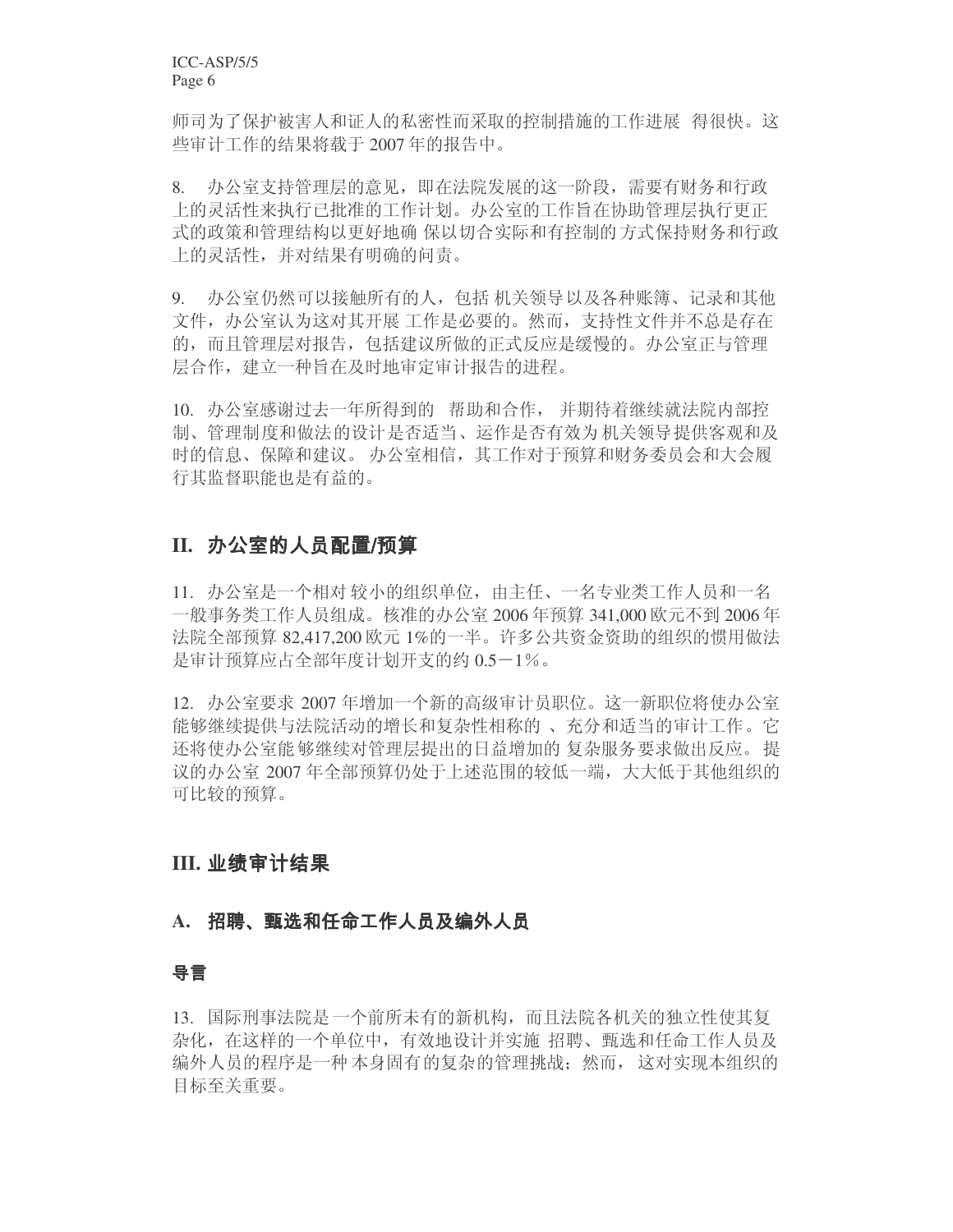师司为了保护被害人和证人的私密性而采取的控制措施的工作进展 得很快。这些审计工作的结果将载于 2007 年的报告中。

8. 办公室支持管理层的意见，即在法院发展的这一阶段，需要有财务和行政上的灵活性来执行已批准的工作计划。办公室的工作旨在协助管理层执行更正式的政策和管理结构以更好地确 保以切合实际和有控制的 方式保持财务和行政上的灵活性，并对结果有明确的问责。

9. 办公室仍然可以接触所有的人，包括 机关领导以及各种账簿、记录和其他文件，办公室认为这对其开展 工作是必要的。然而，支持性文件并不总是存在的，而且管理层对报告，包括建议所做的正式反应是缓慢的。办公室正与管理层合作，建立一种旨在及时地审定审计报告的进程。

10. 办公室感谢过去一年所得到的 帮助和合作， 并期待着继续就法院内部控制、管理制度和做法的设计是否适当、运作是否有效为 机关领导提供客观和及时的信息、保障和建议。 办公室相信，其工作对于预算和财务委员会和大会履行其监督职能也是有益的。

## II. 办公室的人员配置/预算

11. 办公室是一个相对 较小的组织单位，由主任、一名专业类工作人员和一名一般事务类工作人员组成。核准的办公室 2006 年预算 341,000 欧元不到 2006 年法院全部预算 82,417,200 欧元 1%的一半。许多公共资金资助的组织的惯用做法是审计预算应占全部年度计划开支的约 0.5－1%。

12. 办公室要求 2007 年增加一个新的高级审计员职位。这一新职位将使办公室能够继续提供与法院活动的增长和复杂性相称的 、充分和适当的审计工作。它还将使办公室能 够继续对管理层提出的日益增加的 复杂服务要求做出反应。 提议的办公室 2007 年全部预算仍处于上述范围的较低一端，大大低于其他组织的可比较的预算。

## III. 业绩审计结果

### A. 招聘、甄选和任命工作人员及编外人员

#### 导言

13. 国际刑事法院是 一个前所未有的新机构，而且法院各机关的独立性使其复杂化，在这样的一个单位中，有效地设计并实施 招聘、甄选和任命工作人员及编外人员的程序是一种 本身固有的复杂的管理挑战；然而， 这对实现本组织的目标至关重要。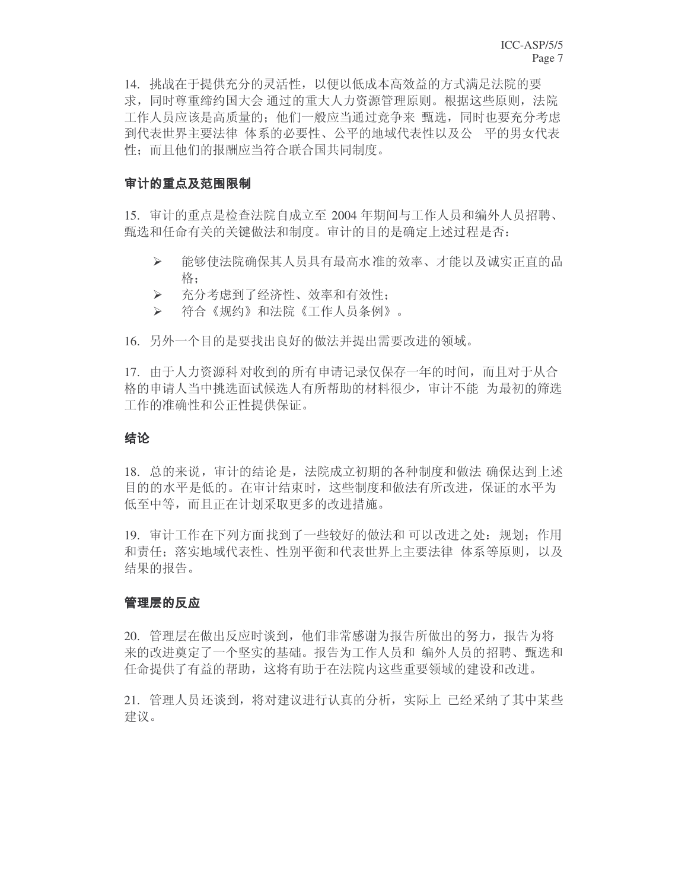14. 挑战在于提供充分的灵活性，以便以低成本高效益的方式满足法院的要求，同时尊重缔约国大会通过的重大人力资源管理原则。根据这些原则，法院工作人员应该是高质量的；他们一般应当通过竞争来甄选，同时也要充分考虑到代表世界主要法律体系的必要性、公平的地域代表性以及公平的男女代表性；而且他们的报酬应当符合联合国共同制度。

### 审计的重点及范围限制

15. 审计的重点是检查法院自成立至 2004 年期间与工作人员和编外人员招聘、甄选和任命有关的关键做法和制度。审计的目的是确定上述过程是否：

- 能够使法院确保其人员具有最高水准的效率、才能以及诚实正直的品格；
- 充分考虑到了经济性、效率和有效性；
- 符合《规约》和法院《工作人员条例》。

16. 另外一个目的是要找出良好的做法并提出需要改进的领域。

17. 由于人力资源科对收到的所有申请记录仅保存一年的时间，而且对于从合格的申请人当中挑选面试候选人有所帮助的材料很少，审计不能为最初的筛选工作的准确性和公正性提供保证。

### 结论

18. 总的来说，审计的结论是，法院成立初期的各种制度和做法确保达到上述目的的水平是低的。在审计结束时，这些制度和做法有所改进，保证的水平为低至中等，而且正在计划采取更多的改进措施。

19. 审计工作在下列方面找到了一些较好的做法和可以改进之处：规划；作用和责任；落实地域代表性、性别平衡和代表世界上主要法律体系等原则，以及结果的报告。

### 管理层的反应

20. 管理层在做出反应时谈到，他们非常感谢为报告所做出的努力，报告为将来的改进奠定了一个坚实的基础。报告为工作人员和编外人员的招聘、甄选和任命提供了有益的帮助，这将有助于在法院内这些重要领域的建设和改进。

21. 管理人员还谈到，将对建议进行认真的分析，实际上已经采纳了其中某些建议。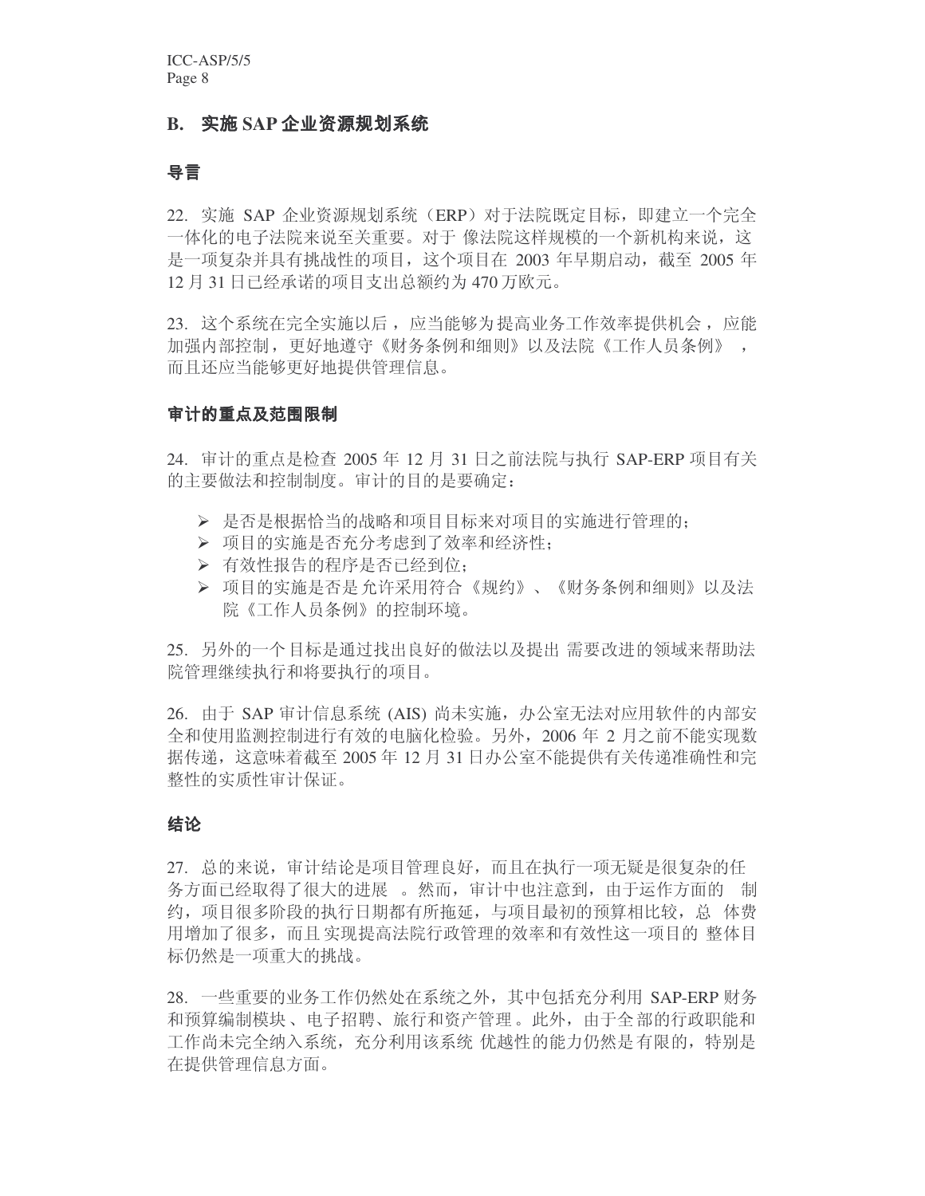## B. 实施 SAP 企业资源规划系统

### 导言

22. 实施 SAP 企业资源规划系统（ERP）对于法院既定目标，即建立一个完全一体化的电子法院来说至关重要。对于像法院这样规模的一个新机构来说，这是一项复杂并具有挑战性的项目，这个项目在 2003 年早期启动，截至 2005 年 12 月 31 日已经承诺的项目支出总额约为 470 万欧元。

23. 这个系统在完全实施以后，应当能够为提高业务工作效率提供机会，应能加强内部控制，更好地遵守《财务条例和细则》以及法院《工作人员条例》，而且还应当能够更好地提供管理信息。

### 审计的重点及范围限制

24. 审计的重点是检查 2005 年 12 月 31 日之前法院与执行 SAP-ERP 项目有关的主要做法和控制制度。审计的目的是要确定：

- 是否是根据恰当的战略和项目目标来对项目的实施进行管理的；
- 项目的实施是否充分考虑到了效率和经济性；
- 有效性报告的程序是否已经到位；
- 项目的实施是否是允许采用符合《规约》、《财务条例和细则》以及法院《工作人员条例》的控制环境。

25. 另外的一个目标是通过找出良好的做法以及提出需要改进的领域来帮助法院管理继续执行和将要执行的项目。

26. 由于 SAP 审计信息系统 (AIS) 尚未实施，办公室无法对应用软件的内部安全和使用监测控制进行有效的电脑化检验。另外，2006 年 2 月之前不能实现数据传递，这意味着截至 2005 年 12 月 31 日办公室不能提供有关传递准确性和完整性的实质性审计保证。

### 结论

27. 总的来说，审计结论是项目管理良好，而且在执行一项无疑是很复杂的任务方面已经取得了很大的进展。然而，审计中也注意到，由于运作方面的制约，项目很多阶段的执行日期都有所拖延，与项目最初的预算相比较，总体费用增加了很多，而且实现提高法院行政管理的效率和有效性这一项目的整体目标仍然是一项重大的挑战。

28. 一些重要的业务工作仍然处在系统之外，其中包括充分利用 SAP-ERP 财务和预算编制模块、电子招聘、旅行和资产管理。此外，由于全部的行政职能和工作尚未完全纳入系统，充分利用该系统优越性的能力仍然是有限的，特别是在提供管理信息方面。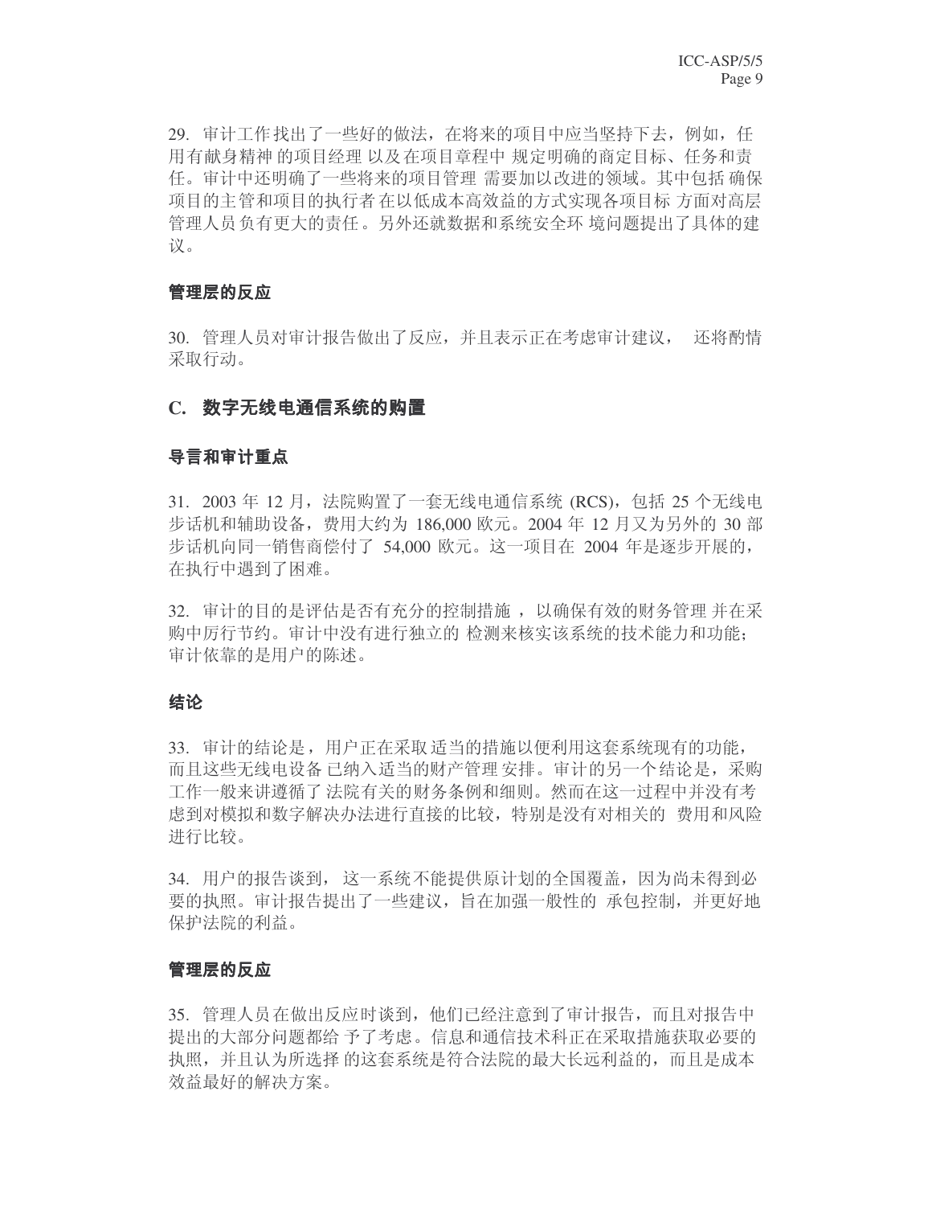29. 审计工作找出了一些好的做法，在将来的项目中应当坚持下去，例如，任用有献身精神的项目经理以及在项目章程中规定明确的商定目标、任务和责任。审计中还明确了一些将来的项目管理需要加以改进的领域。其中包括确保项目的主管和项目的执行者在以低成本高效益的方式实现各项目标方面对高层管理人员负有更大的责任。另外还就数据和系统安全环境问题提出了具体的建议。

### 管理层的反应

30. 管理人员对审计报告做出了反应，并且表示正在考虑审计建议，还将酌情采取行动。

## C. 数字无线电通信系统的购置

### 导言和审计重点

31. 2003 年 12 月，法院购置了一套无线电通信系统 (RCS)，包括 25 个无线电步话机和辅助设备，费用大约为 186,000 欧元。2004 年 12 月又为另外的 30 部步话机向同一销售商偿付了 54,000 欧元。这一项目在 2004 年是逐步开展的，在执行中遇到了困难。

32. 审计的目的是评估是否有充分的控制措施，以确保有效的财务管理并在采购中厉行节约。审计中没有进行独立的检测来核实该系统的技术能力和功能；审计依靠的是用户的陈述。

### 结论

33. 审计的结论是，用户正在采取适当的措施以便利用这套系统现有的功能，而且这些无线电设备已纳入适当的财产管理安排。审计的另一个结论是，采购工作一般来讲遵循了法院有关的财务条例和细则。然而在这一过程中并没有考虑到对模拟和数字解决办法进行直接的比较，特别是没有对相关的费用和风险进行比较。

34. 用户的报告谈到，这一系统不能提供原计划的全国覆盖，因为尚未得到必要的执照。审计报告提出了一些建议，旨在加强一般性的承包控制，并更好地保护法院的利益。

### 管理层的反应

35. 管理人员在做出反应时谈到，他们已经注意到了审计报告，而且对报告中提出的大部分问题都给予了考虑。信息和通信技术科正在采取措施获取必要的执照，并且认为所选择的这套系统是符合法院的最大长远利益的，而且是成本效益最好的解决方案。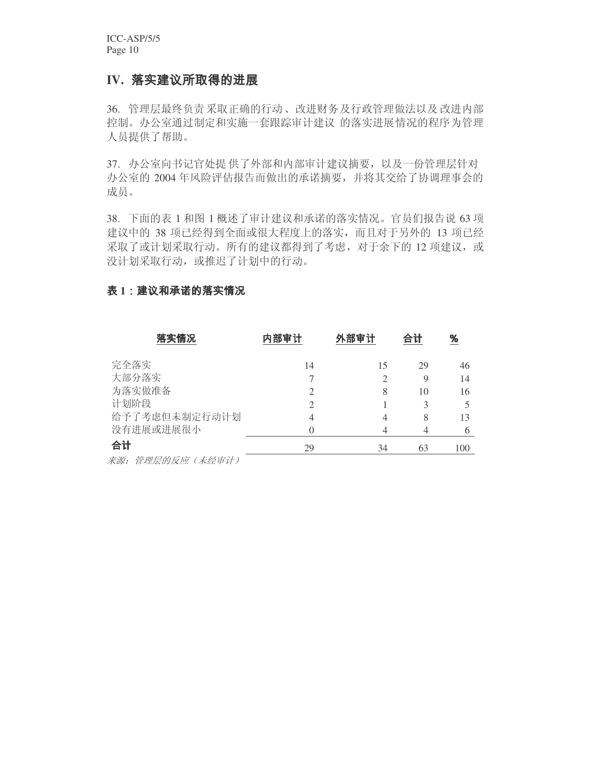## IV. 落实建议所取得的进展

36. 管理层最终负责采取正确的行动、改进财务及行政管理做法以及改进内部控制。办公室通过制定和实施一套跟踪审计建议的落实进展情况的程序为管理人员提供了帮助。

37. 办公室向书记官处提供了外部和内部审计建议摘要，以及一份管理层针对办公室的 2004 年风险评估报告而做出的承诺摘要，并将其交给了协调理事会的成员。

38. 下面的表 1 和图 1 概述了审计建议和承诺的落实情况。官员们报告说 63 项建议中的 38 项已经得到全面或很大程度上的落实，而且对于另外的 13 项已经采取了或计划采取行动。所有的建议都得到了考虑，对于余下的 12 项建议，或没计划采取行动，或推迟了计划中的行动。

**表 1：建议和承诺的落实情况**

| 落实情况 | 内部审计 | 外部审计 | 合计 | % |
|---|---|---|---|---|
| 完全落实 | 14 | 15 | 29 | 46 |
| 大部分落实 | 7 | 2 | 9 | 14 |
| 为落实做准备 | 2 | 8 | 10 | 16 |
| 计划阶段 | 2 | 1 | 3 | 5 |
| 给予了考虑但未制定行动计划 | 4 | 4 | 8 | 13 |
| 没有进展或进展很小 | 0 | 4 | 4 | 6 |
| **合计** | 29 | 34 | 63 | 100 |

*来源：管理层的反应（未经审计）*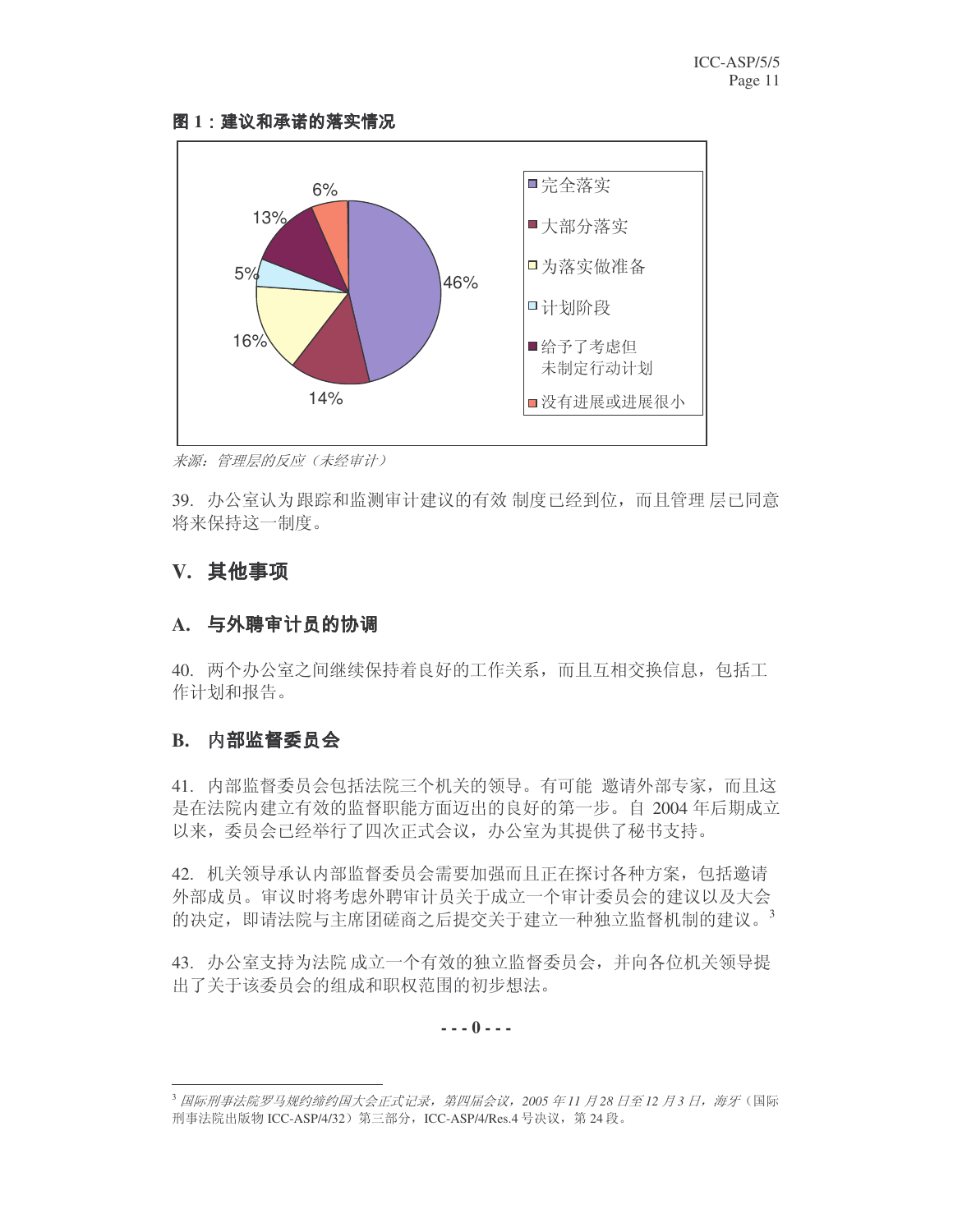**图 1：建议和承诺的落实情况**

6%
13%
5%
46%
16%
14%

完全落实
大部分落实
为落实做准备
计划阶段
给予了考虑但未制定行动计划
没有进展或进展很小

*来源：管理层的反应（未经审计）*

39. 办公室认为跟踪和监测审计建议的有效 制度已经到位，而且管理 层已同意将来保持这一制度。

## V. 其他事项

### A. 与外聘审计员的协调

40. 两个办公室之间继续保持着良好的工作关系，而且互相交换信息，包括工作计划和报告。

### B. 内部监督委员会

41. 内部监督委员会包括法院三个机关的领导。有可能 邀请外部专家，而且这是在法院内建立有效的监督职能方面迈出的良好的第一步。自 2004 年后期成立以来，委员会已经举行了四次正式会议，办公室为其提供了秘书支持。

42. 机关领导承认内部监督委员会需要加强而且正在探讨各种方案，包括邀请外部成员。审议时将考虑外聘审计员关于成立一个审计委员会的建议以及大会的决定，即请法院与主席团磋商之后提交关于建立一种独立监督机制的建议。[3]

43. 办公室支持为法院 成立一个有效的独立监督委员会，并向各位机关领导提出了关于该委员会的组成和职权范围的初步想法。

**- - - 0 - - -**

[3] *国际刑事法院罗马规约缔约国大会正式记录，第四届会议，2005 年 11 月 28 日至 12 月 3 日，海牙*（国际刑事法院出版物 ICC-ASP/4/32）第三部分，ICC-ASP/4/Res.4 号决议，第 24 段。